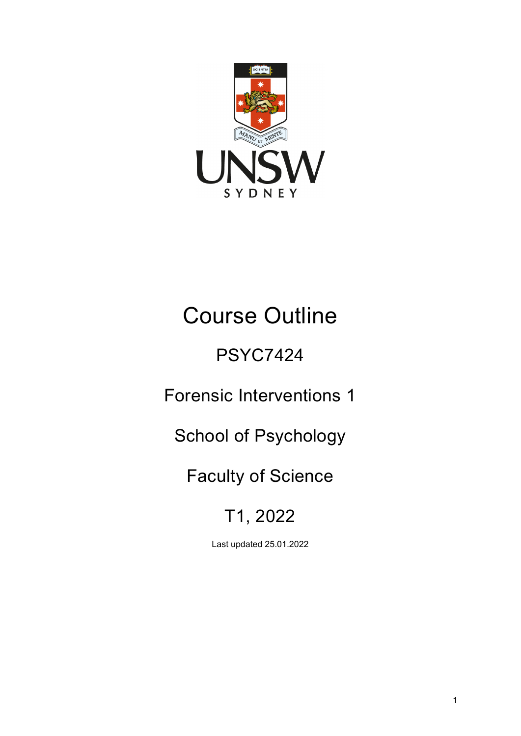# Course Outline

## PSYC7424

## Forensic Interventions 1

## School of Psychology

## Faculty of Science

## T1, 2022

Last updated 25.01.2022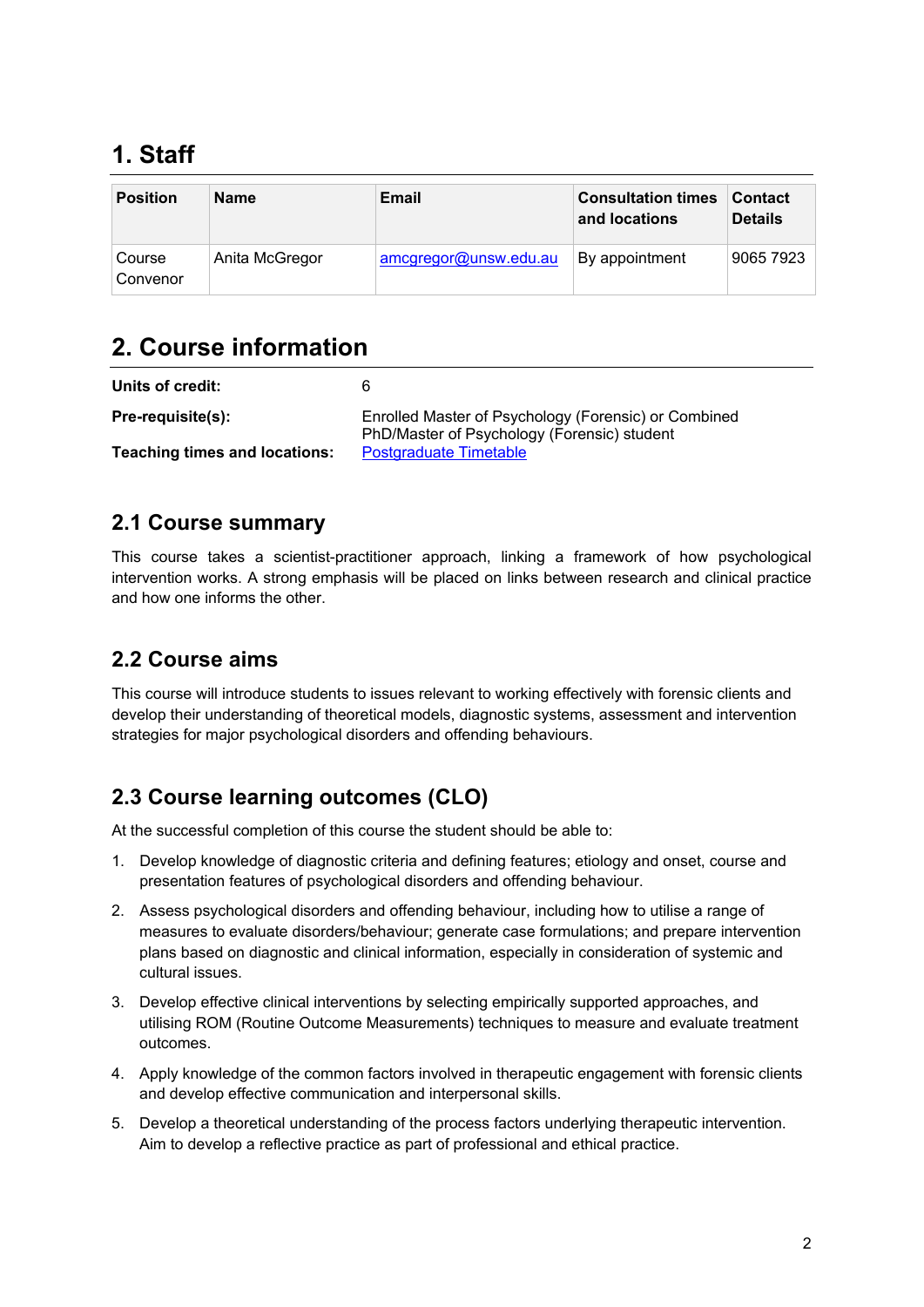# 1. Staff

| Position | Name | Email | Consultation times and locations | Contact Details |
|---|---|---|---|---|
| Course Convenor | Anita McGregor | amcgregor@unsw.edu.au | By appointment | 9065 7923 |

# 2. Course information

| | |
|---|---|
| **Units of credit:** | 6 |
| **Pre-requisite(s):** | Enrolled Master of Psychology (Forensic) or Combined PhD/Master of Psychology (Forensic) student |
| **Teaching times and locations:** | Postgraduate Timetable |

## 2.1 Course summary

This course takes a scientist-practitioner approach, linking a framework of how psychological intervention works. A strong emphasis will be placed on links between research and clinical practice and how one informs the other.

## 2.2 Course aims

This course will introduce students to issues relevant to working effectively with forensic clients and develop their understanding of theoretical models, diagnostic systems, assessment and intervention strategies for major psychological disorders and offending behaviours.

## 2.3 Course learning outcomes (CLO)

At the successful completion of this course the student should be able to:

1. Develop knowledge of diagnostic criteria and defining features; etiology and onset, course and presentation features of psychological disorders and offending behaviour.
2. Assess psychological disorders and offending behaviour, including how to utilise a range of measures to evaluate disorders/behaviour; generate case formulations; and prepare intervention plans based on diagnostic and clinical information, especially in consideration of systemic and cultural issues.
3. Develop effective clinical interventions by selecting empirically supported approaches, and utilising ROM (Routine Outcome Measurements) techniques to measure and evaluate treatment outcomes.
4. Apply knowledge of the common factors involved in therapeutic engagement with forensic clients and develop effective communication and interpersonal skills.
5. Develop a theoretical understanding of the process factors underlying therapeutic intervention. Aim to develop a reflective practice as part of professional and ethical practice.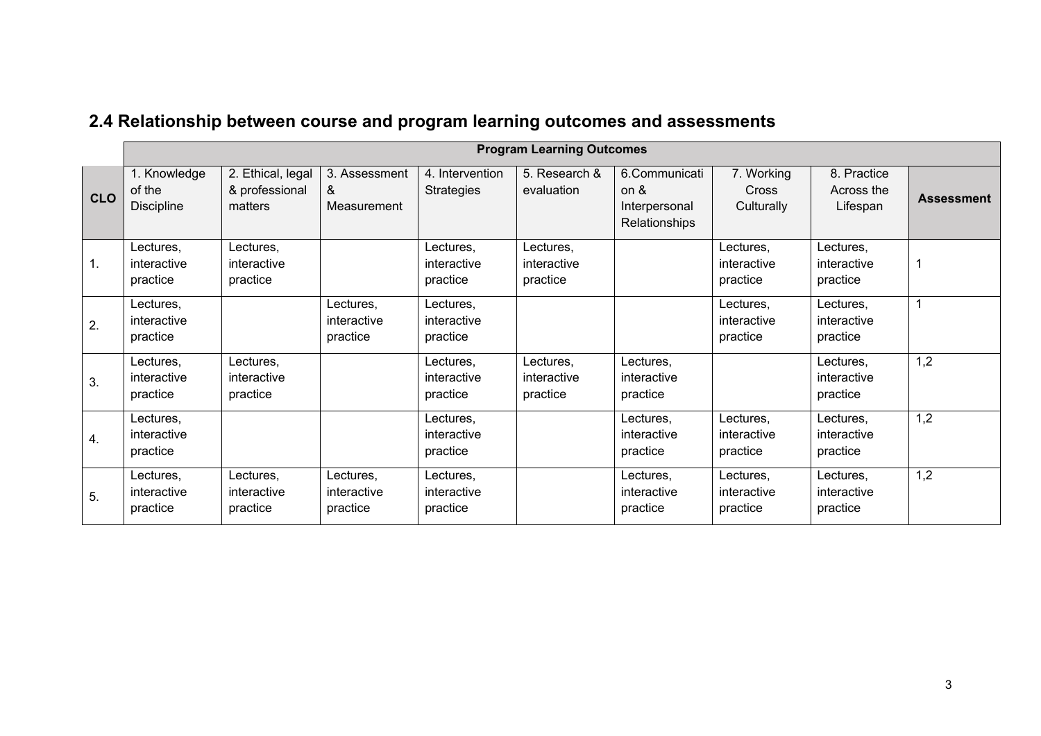## 2.4 Relationship between course and program learning outcomes and assessments

| | Program Learning Outcomes | | | | | | | | |
|---|---|---|---|---|---|---|---|---|---|
| **CLO** | 1. Knowledge of the Discipline | 2. Ethical, legal & professional matters | 3. Assessment & Measurement | 4. Intervention Strategies | 5. Research & evaluation | 6.Communication & Interpersonal Relationships | 7. Working Cross Culturally | 8. Practice Across the Lifespan | **Assessment** |
| 1. | Lectures, interactive practice | Lectures, interactive practice | | Lectures, interactive practice | Lectures, interactive practice | | Lectures, interactive practice | Lectures, interactive practice | 1 |
| 2. | Lectures, interactive practice | | Lectures, interactive practice | Lectures, interactive practice | | | Lectures, interactive practice | Lectures, interactive practice | 1 |
| 3. | Lectures, interactive practice | Lectures, interactive practice | | Lectures, interactive practice | Lectures, interactive practice | Lectures, interactive practice | | Lectures, interactive practice | 1,2 |
| 4. | Lectures, interactive practice | | | Lectures, interactive practice | | Lectures, interactive practice | Lectures, interactive practice | Lectures, interactive practice | 1,2 |
| 5. | Lectures, interactive practice | Lectures, interactive practice | Lectures, interactive practice | Lectures, interactive practice | | Lectures, interactive practice | Lectures, interactive practice | Lectures, interactive practice | 1,2 |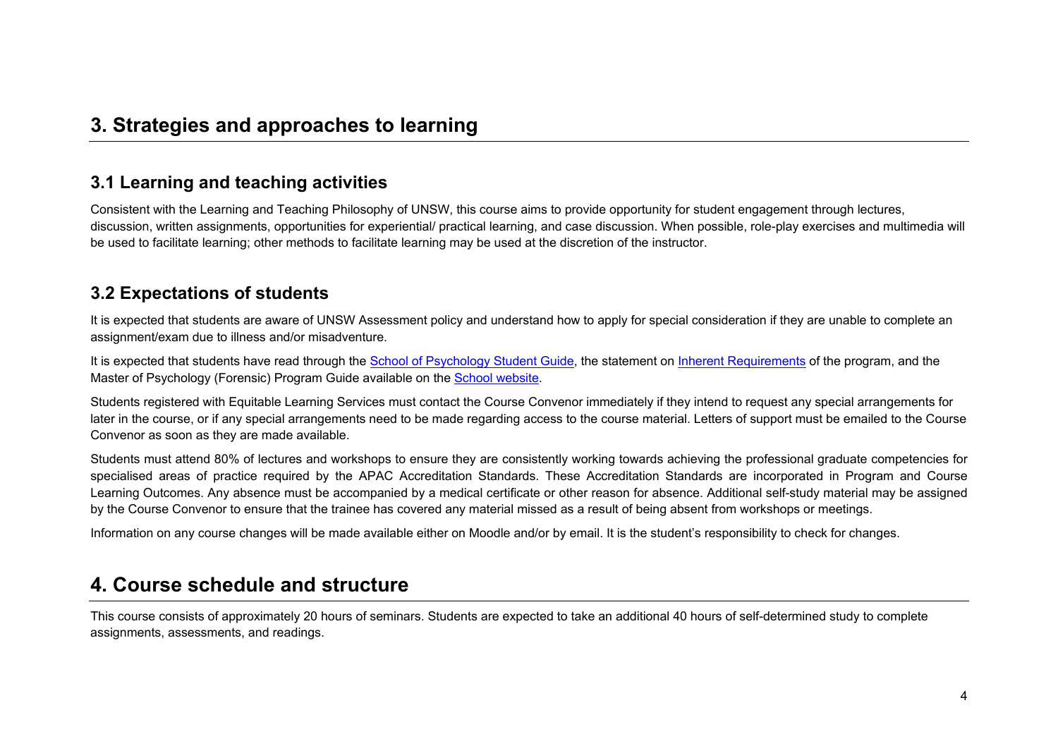## 3. Strategies and approaches to learning

### 3.1 Learning and teaching activities

Consistent with the Learning and Teaching Philosophy of UNSW, this course aims to provide opportunity for student engagement through lectures, discussion, written assignments, opportunities for experiential/ practical learning, and case discussion. When possible, role-play exercises and multimedia will be used to facilitate learning; other methods to facilitate learning may be used at the discretion of the instructor.

### 3.2 Expectations of students

It is expected that students are aware of UNSW Assessment policy and understand how to apply for special consideration if they are unable to complete an assignment/exam due to illness and/or misadventure.

It is expected that students have read through the School of Psychology Student Guide, the statement on Inherent Requirements of the program, and the Master of Psychology (Forensic) Program Guide available on the School website.

Students registered with Equitable Learning Services must contact the Course Convenor immediately if they intend to request any special arrangements for later in the course, or if any special arrangements need to be made regarding access to the course material. Letters of support must be emailed to the Course Convenor as soon as they are made available.

Students must attend 80% of lectures and workshops to ensure they are consistently working towards achieving the professional graduate competencies for specialised areas of practice required by the APAC Accreditation Standards. These Accreditation Standards are incorporated in Program and Course Learning Outcomes. Any absence must be accompanied by a medical certificate or other reason for absence. Additional self-study material may be assigned by the Course Convenor to ensure that the trainee has covered any material missed as a result of being absent from workshops or meetings.

Information on any course changes will be made available either on Moodle and/or by email. It is the student's responsibility to check for changes.

## 4. Course schedule and structure

This course consists of approximately 20 hours of seminars. Students are expected to take an additional 40 hours of self-determined study to complete assignments, assessments, and readings.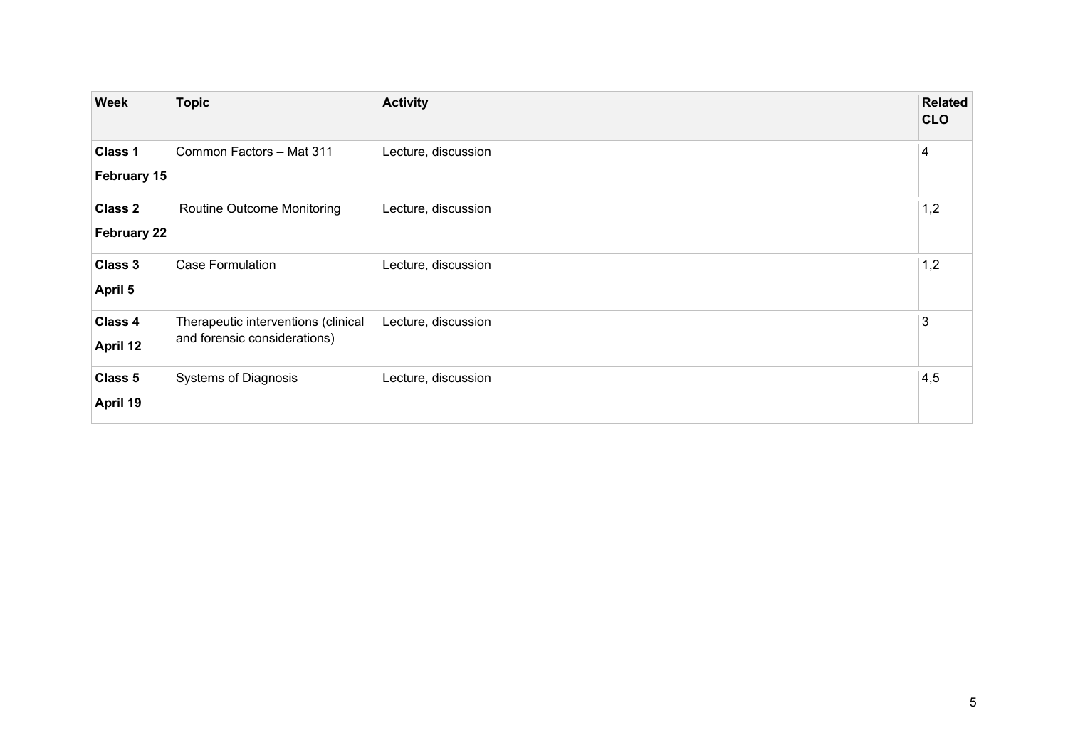| Week | Topic | Activity | Related CLO |
| --- | --- | --- | --- |
| **Class 1** **February 15** | Common Factors – Mat 311 | Lecture, discussion | 4 |
| **Class 2** **February 22** | Routine Outcome Monitoring | Lecture, discussion | 1,2 |
| **Class 3** **April 5** | Case Formulation | Lecture, discussion | 1,2 |
| **Class 4** **April 12** | Therapeutic interventions (clinical and forensic considerations) | Lecture, discussion | 3 |
| **Class 5** **April 19** | Systems of Diagnosis | Lecture, discussion | 4,5 |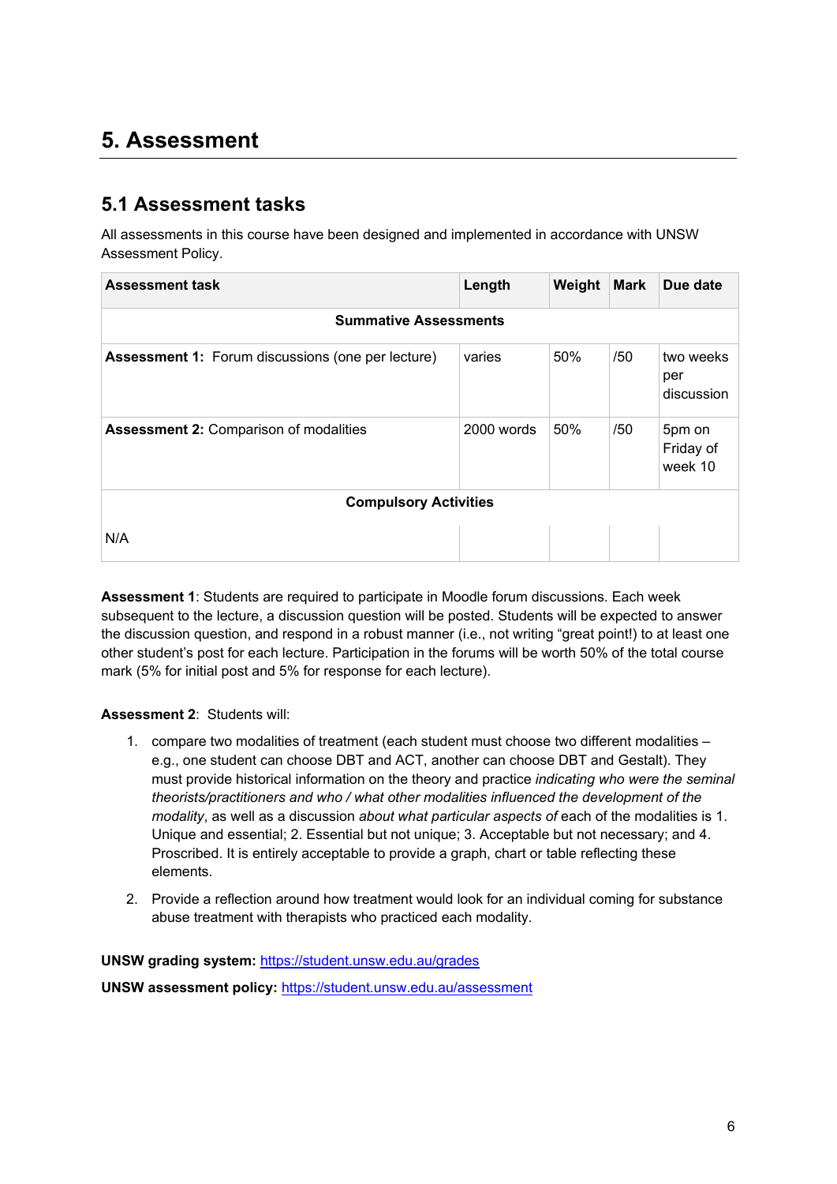# 5. Assessment

## 5.1 Assessment tasks

All assessments in this course have been designed and implemented in accordance with UNSW Assessment Policy.

| Assessment task | Length | Weight | Mark | Due date |
|---|---|---|---|---|
| **Summative Assessments** | | | | |
| **Assessment 1:** Forum discussions (one per lecture) | varies | 50% | /50 | two weeks per discussion |
| **Assessment 2:** Comparison of modalities | 2000 words | 50% | /50 | 5pm on Friday of week 10 |
| **Compulsory Activities** | | | | |
| N/A | | | | |

**Assessment 1**: Students are required to participate in Moodle forum discussions. Each week subsequent to the lecture, a discussion question will be posted. Students will be expected to answer the discussion question, and respond in a robust manner (i.e., not writing "great point!) to at least one other student's post for each lecture. Participation in the forums will be worth 50% of the total course mark (5% for initial post and 5% for response for each lecture).

**Assessment 2**: Students will:

1. compare two modalities of treatment (each student must choose two different modalities – e.g., one student can choose DBT and ACT, another can choose DBT and Gestalt). They must provide historical information on the theory and practice *indicating who were the seminal theorists/practitioners and who / what other modalities influenced the development of the modality*, as well as a discussion *about what particular aspects of* each of the modalities is 1. Unique and essential; 2. Essential but not unique; 3. Acceptable but not necessary; and 4. Proscribed. It is entirely acceptable to provide a graph, chart or table reflecting these elements.
2. Provide a reflection around how treatment would look for an individual coming for substance abuse treatment with therapists who practiced each modality.

**UNSW grading system:** https://student.unsw.edu.au/grades

**UNSW assessment policy:** https://student.unsw.edu.au/assessment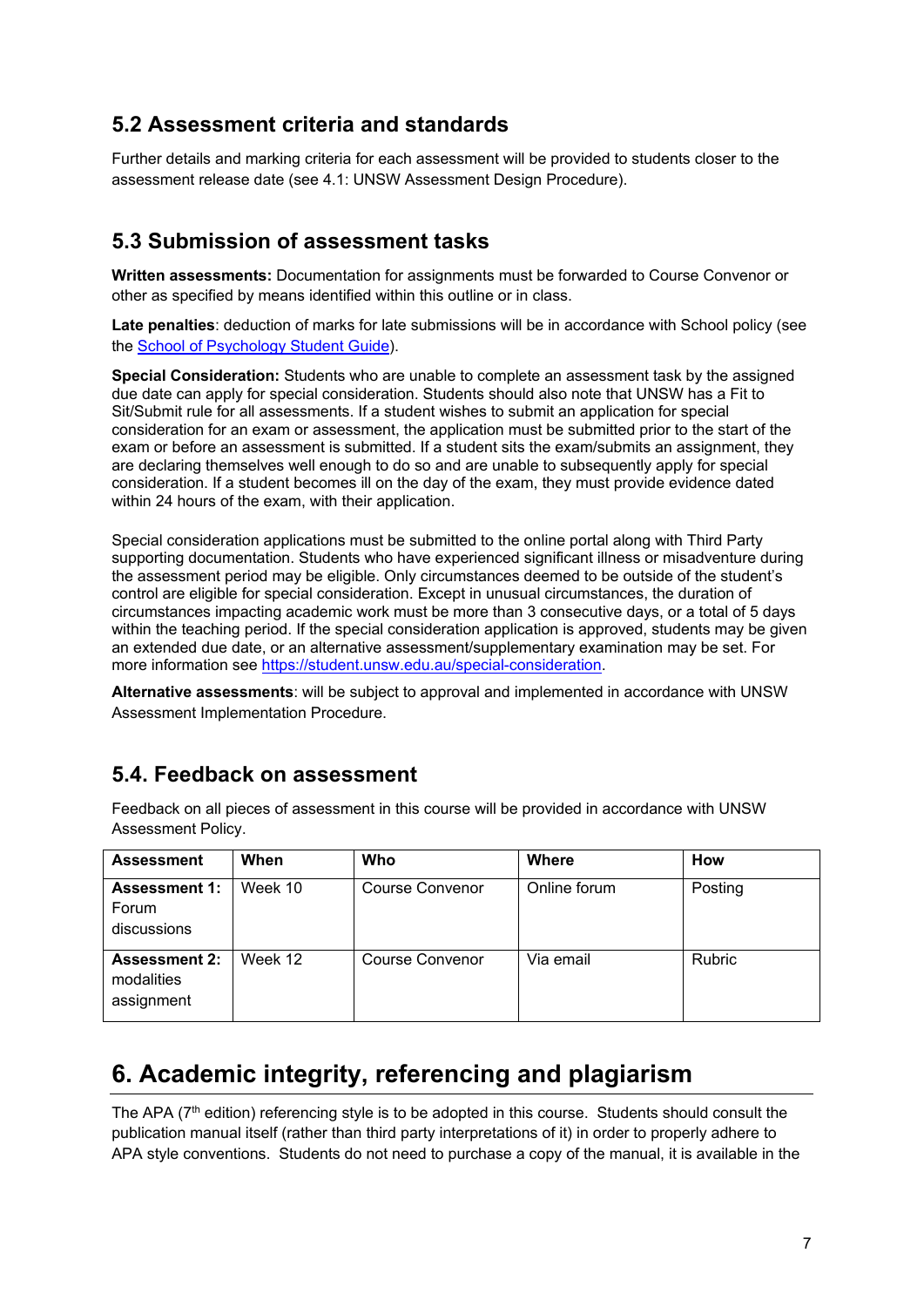## 5.2 Assessment criteria and standards

Further details and marking criteria for each assessment will be provided to students closer to the assessment release date (see 4.1: UNSW Assessment Design Procedure).

## 5.3 Submission of assessment tasks

**Written assessments:** Documentation for assignments must be forwarded to Course Convenor or other as specified by means identified within this outline or in class.

**Late penalties**: deduction of marks for late submissions will be in accordance with School policy (see the [School of Psychology Student Guide](School of Psychology Student Guide)).

**Special Consideration:** Students who are unable to complete an assessment task by the assigned due date can apply for special consideration. Students should also note that UNSW has a Fit to Sit/Submit rule for all assessments. If a student wishes to submit an application for special consideration for an exam or assessment, the application must be submitted prior to the start of the exam or before an assessment is submitted. If a student sits the exam/submits an assignment, they are declaring themselves well enough to do so and are unable to subsequently apply for special consideration. If a student becomes ill on the day of the exam, they must provide evidence dated within 24 hours of the exam, with their application.

Special consideration applications must be submitted to the online portal along with Third Party supporting documentation. Students who have experienced significant illness or misadventure during the assessment period may be eligible. Only circumstances deemed to be outside of the student's control are eligible for special consideration. Except in unusual circumstances, the duration of circumstances impacting academic work must be more than 3 consecutive days, or a total of 5 days within the teaching period. If the special consideration application is approved, students may be given an extended due date, or an alternative assessment/supplementary examination may be set. For more information see [https://student.unsw.edu.au/special-consideration](https://student.unsw.edu.au/special-consideration).

**Alternative assessments**: will be subject to approval and implemented in accordance with UNSW Assessment Implementation Procedure.

## 5.4. Feedback on assessment

Feedback on all pieces of assessment in this course will be provided in accordance with UNSW Assessment Policy.

| Assessment | When | Who | Where | How |
|---|---|---|---|---|
| **Assessment 1:** Forum discussions | Week 10 | Course Convenor | Online forum | Posting |
| **Assessment 2:** modalities assignment | Week 12 | Course Convenor | Via email | Rubric |

# 6. Academic integrity, referencing and plagiarism

The APA (7th edition) referencing style is to be adopted in this course. Students should consult the publication manual itself (rather than third party interpretations of it) in order to properly adhere to APA style conventions. Students do not need to purchase a copy of the manual, it is available in the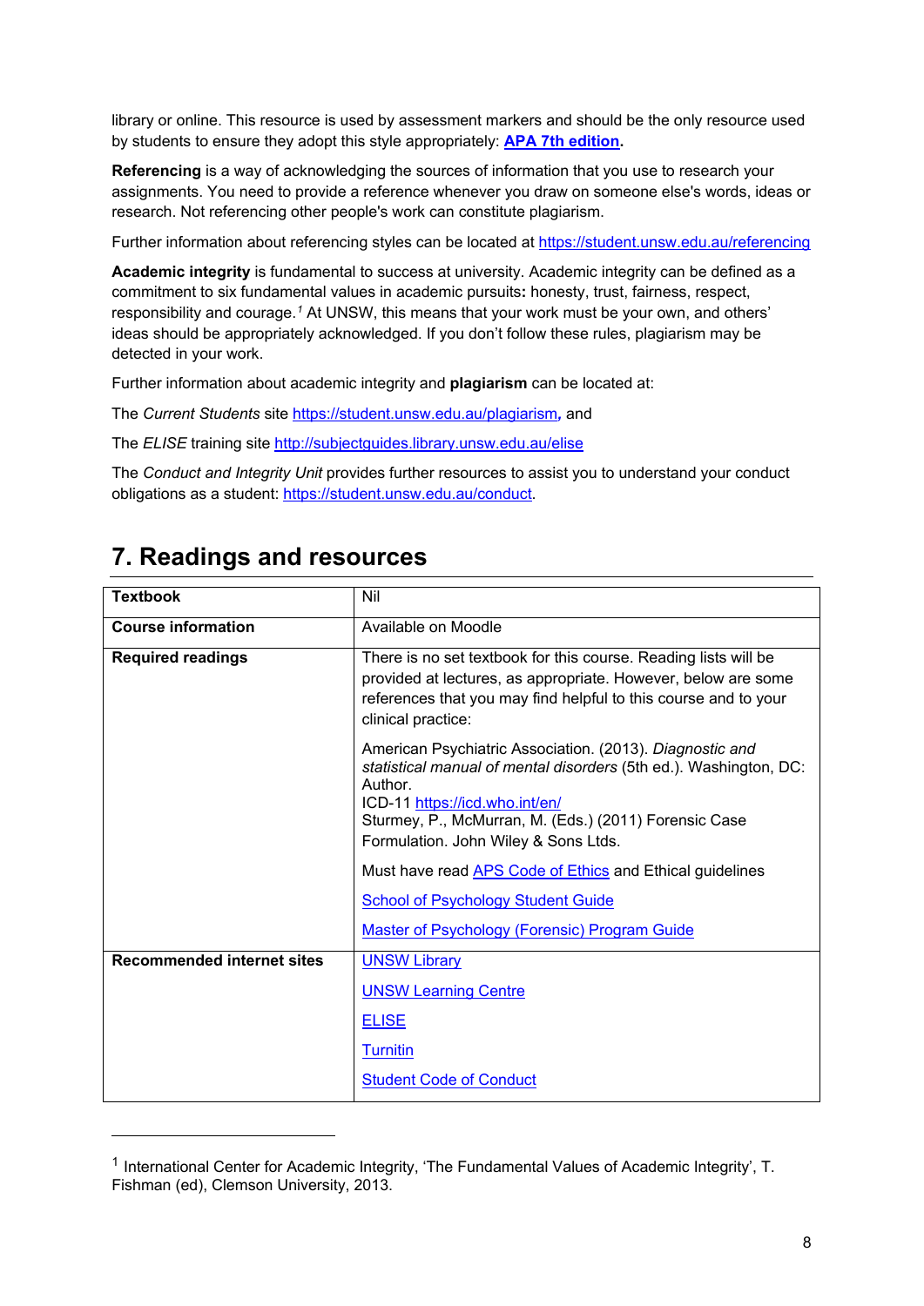library or online. This resource is used by assessment markers and should be the only resource used by students to ensure they adopt this style appropriately: **APA 7th edition.**

**Referencing** is a way of acknowledging the sources of information that you use to research your assignments. You need to provide a reference whenever you draw on someone else's words, ideas or research. Not referencing other people's work can constitute plagiarism.

Further information about referencing styles can be located at https://student.unsw.edu.au/referencing

**Academic integrity** is fundamental to success at university. Academic integrity can be defined as a commitment to six fundamental values in academic pursuits**:** honesty, trust, fairness, respect, responsibility and courage.[1] At UNSW, this means that your work must be your own, and others' ideas should be appropriately acknowledged. If you don't follow these rules, plagiarism may be detected in your work.

Further information about academic integrity and **plagiarism** can be located at:

The *Current Students* site https://student.unsw.edu.au/plagiarism*,* and

The *ELISE* training site http://subjectguides.library.unsw.edu.au/elise

The *Conduct and Integrity Unit* provides further resources to assist you to understand your conduct obligations as a student: https://student.unsw.edu.au/conduct.

## 7. Readings and resources

| **Textbook** | Nil |
|---|---|
| **Course information** | Available on Moodle |
| **Required readings** | There is no set textbook for this course. Reading lists will be provided at lectures, as appropriate. However, below are some references that you may find helpful to this course and to your clinical practice:<br><br>American Psychiatric Association. (2013). *Diagnostic and statistical manual of mental disorders* (5th ed.). Washington, DC: Author.<br>ICD-11 https://icd.who.int/en/<br>Sturmey, P., McMurran, M. (Eds.) (2011) Forensic Case Formulation. John Wiley & Sons Ltds.<br><br>Must have read APS Code of Ethics and Ethical guidelines<br><br>School of Psychology Student Guide<br><br>Master of Psychology (Forensic) Program Guide |
| **Recommended internet sites** | UNSW Library<br><br>UNSW Learning Centre<br><br>ELISE<br><br>Turnitin<br><br>Student Code of Conduct |

[1] International Center for Academic Integrity, 'The Fundamental Values of Academic Integrity', T. Fishman (ed), Clemson University, 2013.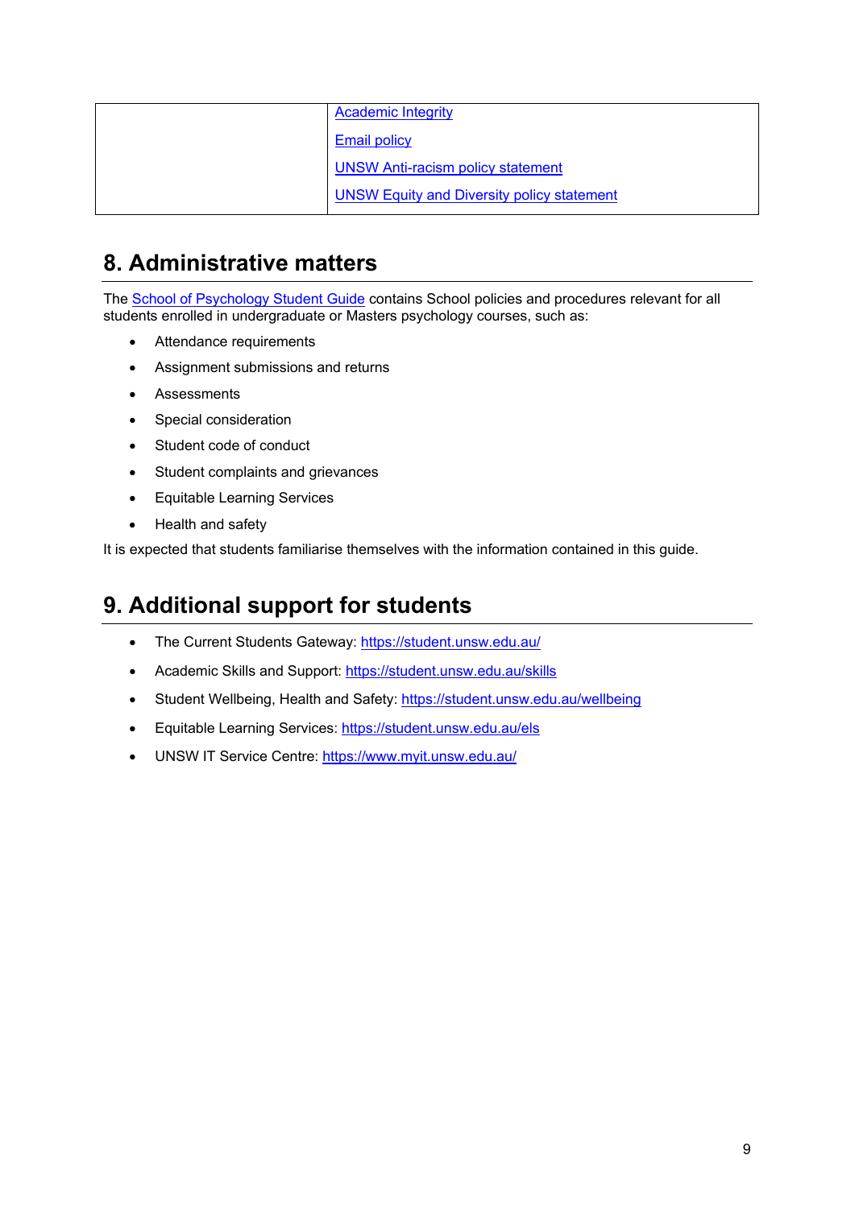| | |
|---|---|
| | Academic Integrity<br>Email policy<br>UNSW Anti-racism policy statement<br>UNSW Equity and Diversity policy statement |

## 8. Administrative matters

The School of Psychology Student Guide contains School policies and procedures relevant for all students enrolled in undergraduate or Masters psychology courses, such as:

- Attendance requirements
- Assignment submissions and returns
- Assessments
- Special consideration
- Student code of conduct
- Student complaints and grievances
- Equitable Learning Services
- Health and safety

It is expected that students familiarise themselves with the information contained in this guide.

## 9. Additional support for students

- The Current Students Gateway: https://student.unsw.edu.au/
- Academic Skills and Support: https://student.unsw.edu.au/skills
- Student Wellbeing, Health and Safety: https://student.unsw.edu.au/wellbeing
- Equitable Learning Services: https://student.unsw.edu.au/els
- UNSW IT Service Centre: https://www.myit.unsw.edu.au/